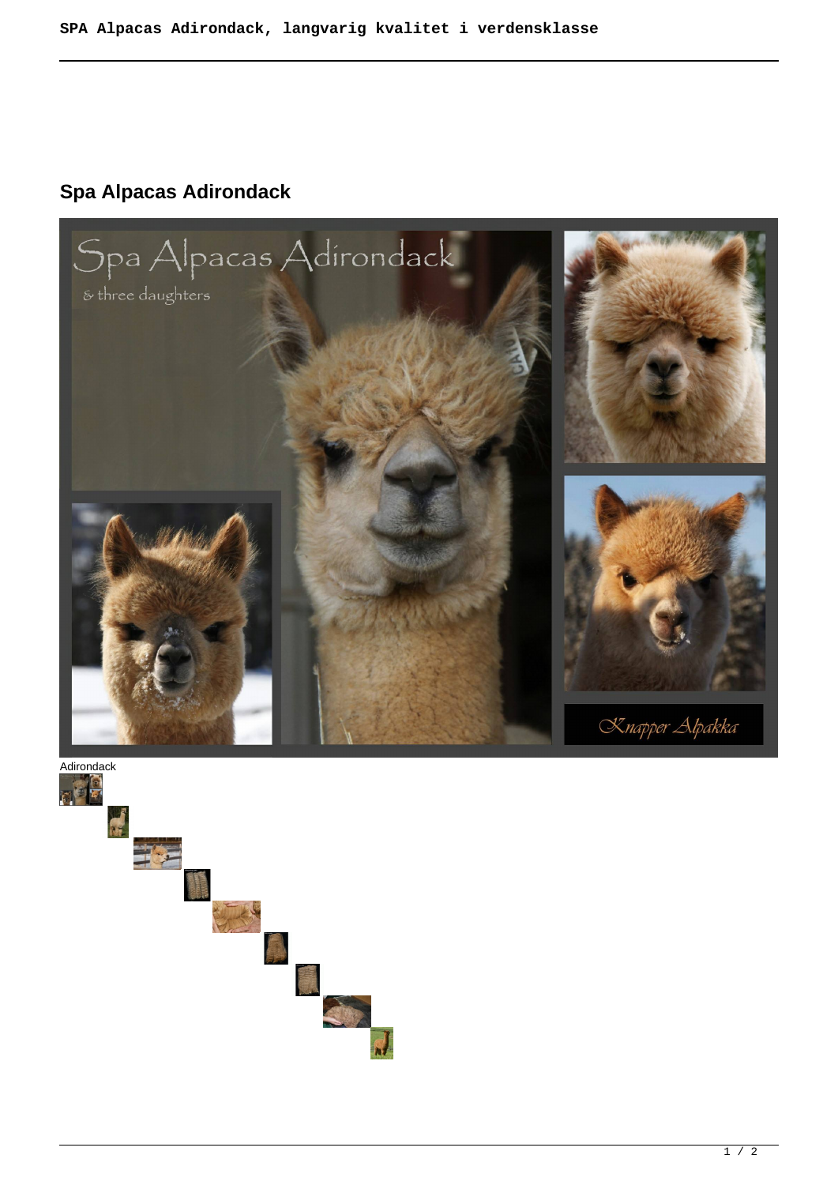# Spa Alpacas Adirondack

Adirondack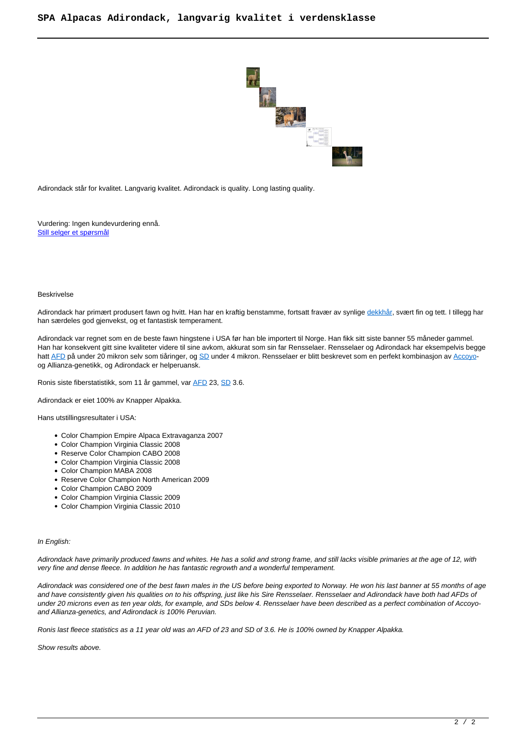# SPA Alpacas Adirondack, langvarig kvalitet i verdensklasse

Adirondack står for kvalitet. Langvarig kvalitet. Adirondack is quality. Long lasting quality.

Vurdering: Ingen kundevurdering ennå.
[Still selger et spørsmål]

Beskrivelse

Adirondack har primært produsert fawn og hvitt. Han har en kraftig benstamme, fortsatt fravær av synlige dekkhår, svært fin og tett. I tillegg har han særdeles god gjenvekst, og et fantastisk temperament.

Adirondack var regnet som en de beste fawn hingstene i USA før han ble importert til Norge. Han fikk sitt siste banner 55 måneder gammel. Han har konsekvent gitt sine kvaliteter videre til sine avkom, akkurat som sin far Rensselaer. Rensselaer og Adirondack har eksempelvis begge hatt AFD på under 20 mikron selv som tiåringer, og SD under 4 mikron. Rensselaer er blitt beskrevet som en perfekt kombinasjon av Accoyo- og Allianza-genetikk, og Adirondack er helperuansk.

Ronis siste fiberstatistikk, som 11 år gammel, var AFD 23, SD 3.6.

Adirondack er eiet 100% av Knapper Alpakka.

Hans utstillingsresultater i USA:

- Color Champion Empire Alpaca Extravaganza 2007
- Color Champion Virginia Classic 2008
- Reserve Color Champion CABO 2008
- Color Champion Virginia Classic 2008
- Color Champion MABA 2008
- Reserve Color Champion North American 2009
- Color Champion CABO 2009
- Color Champion Virginia Classic 2009
- Color Champion Virginia Classic 2010

*In English:*

*Adirondack have primarily produced fawns and whites. He has a solid and strong frame, and still lacks visible primaries at the age of 12, with very fine and dense fleece. In addition he has fantastic regrowth and a wonderful temperament.*

*Adirondack was considered one of the best fawn males in the US before being exported to Norway. He won his last banner at 55 months of age and have consistently given his qualities on to his offspring, just like his Sire Rensselaer. Rensselaer and Adirondack have both had AFDs of under 20 microns even as ten year olds, for example, and SDs below 4. Rensselaer have been described as a perfect combination of Accoyo- and Allianza-genetics, and Adirondack is 100% Peruvian.*

*Ronis last fleece statistics as a 11 year old was an AFD of 23 and SD of 3.6. He is 100% owned by Knapper Alpakka.*

*Show results above.*